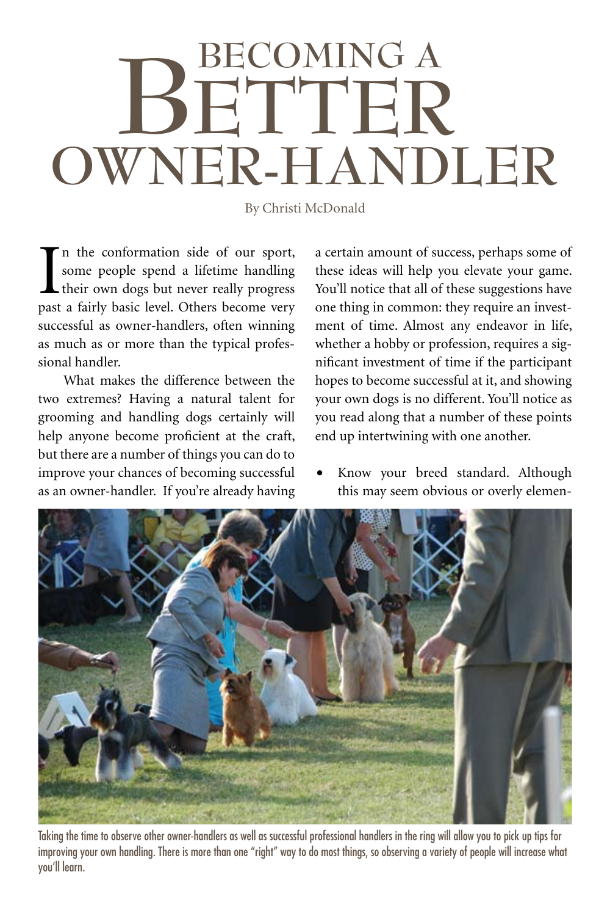# BECOMING A BETTER OWNER-HANDLER

By Christi McDonald

In the conformation side of our sport, some people spend a lifetime handling their own dogs but never really progress past a fairly basic level. Others become very successful as owner-handlers, often winning as much as or more than the typical professional handler.

What makes the difference between the two extremes? Having a natural talent for grooming and handling dogs certainly will help anyone become proficient at the craft, but there are a number of things you can do to improve your chances of becoming successful as an owner-handler. If you're already having a certain amount of success, perhaps some of these ideas will help you elevate your game. You'll notice that all of these suggestions have one thing in common: they require an investment of time. Almost any endeavor in life, whether a hobby or profession, requires a significant investment of time if the participant hopes to become successful at it, and showing your own dogs is no different. You'll notice as you read along that a number of these points end up intertwining with one another.

- Know your breed standard. Although this may seem obvious or overly elemen-

Taking the time to observe other owner-handlers as well as successful professional handlers in the ring will allow you to pick up tips for improving your own handling. There is more than one "right" way to do most things, so observing a variety of people will increase what you'll learn.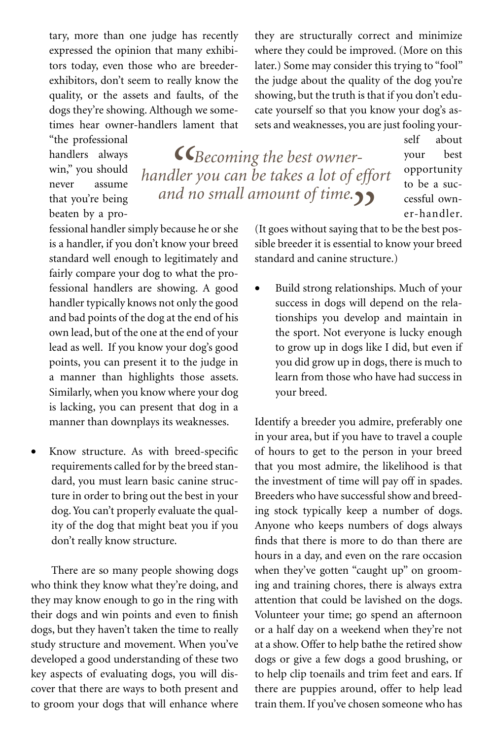tary, more than one judge has recently expressed the opinion that many exhibitors today, even those who are breeder-exhibitors, don't seem to really know the quality, or the assets and faults, of the dogs they're showing. Although we sometimes hear owner-handlers lament that "the professional handlers always win," you should never assume that you're being beaten by a professional handler simply because he or she is a handler, if you don't know your breed standard well enough to legitimately and fairly compare your dog to what the professional handlers are showing. A good handler typically knows not only the good and bad points of the dog at the end of his own lead, but of the one at the end of your lead as well. If you know your dog's good points, you can present it to the judge in a manner than highlights those assets. Similarly, when you know where your dog is lacking, you can present that dog in a manner than downplays its weaknesses.

> *"Becoming the best owner-handler you can be takes a lot of effort and no small amount of time."*

- Know structure. As with breed-specific requirements called for by the breed standard, you must learn basic canine structure in order to bring out the best in your dog. You can't properly evaluate the quality of the dog that might beat you if you don't really know structure.

There are so many people showing dogs who think they know what they're doing, and they may know enough to go in the ring with their dogs and win points and even to finish dogs, but they haven't taken the time to really study structure and movement. When you've developed a good understanding of these two key aspects of evaluating dogs, you will discover that there are ways to both present and to groom your dogs that will enhance where they are structurally correct and minimize where they could be improved. (More on this later.) Some may consider this trying to "fool" the judge about the quality of the dog you're showing, but the truth is that if you don't educate yourself so that you know your dog's assets and weaknesses, you are just fooling yourself about your best opportunity to be a successful owner-handler. (It goes without saying that to be the best possible breeder it is essential to know your breed standard and canine structure.)

- Build strong relationships. Much of your success in dogs will depend on the relationships you develop and maintain in the sport. Not everyone is lucky enough to grow up in dogs like I did, but even if you did grow up in dogs, there is much to learn from those who have had success in your breed.

Identify a breeder you admire, preferably one in your area, but if you have to travel a couple of hours to get to the person in your breed that you most admire, the likelihood is that the investment of time will pay off in spades. Breeders who have successful show and breeding stock typically keep a number of dogs. Anyone who keeps numbers of dogs always finds that there is more to do than there are hours in a day, and even on the rare occasion when they've gotten "caught up" on grooming and training chores, there is always extra attention that could be lavished on the dogs. Volunteer your time; go spend an afternoon or a half day on a weekend when they're not at a show. Offer to help bathe the retired show dogs or give a few dogs a good brushing, or to help clip toenails and trim feet and ears. If there are puppies around, offer to help lead train them. If you've chosen someone who has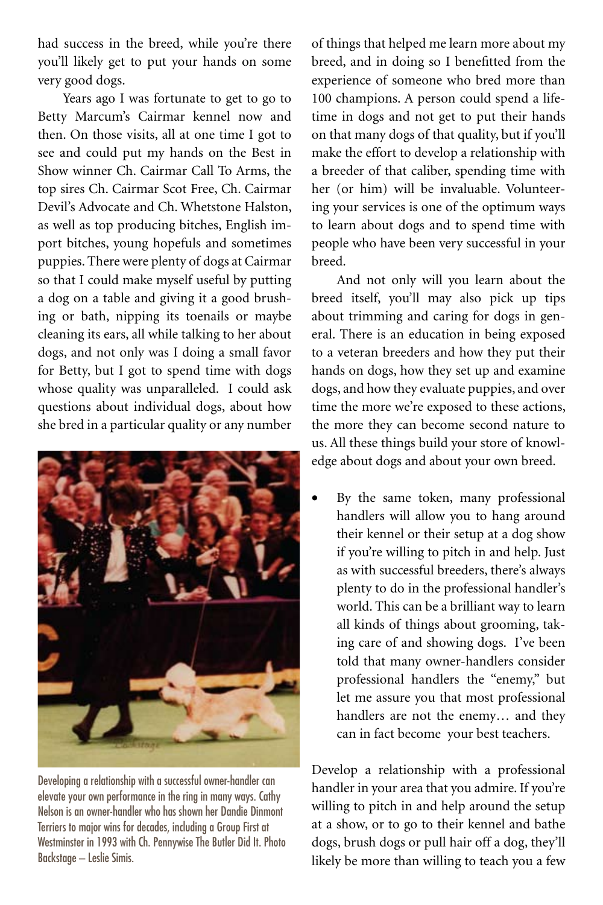had success in the breed, while you're there you'll likely get to put your hands on some very good dogs.

Years ago I was fortunate to get to go to Betty Marcum's Cairmar kennel now and then. On those visits, all at one time I got to see and could put my hands on the Best in Show winner Ch. Cairmar Call To Arms, the top sires Ch. Cairmar Scot Free, Ch. Cairmar Devil's Advocate and Ch. Whetstone Halston, as well as top producing bitches, English import bitches, young hopefuls and sometimes puppies. There were plenty of dogs at Cairmar so that I could make myself useful by putting a dog on a table and giving it a good brushing or bath, nipping its toenails or maybe cleaning its ears, all while talking to her about dogs, and not only was I doing a small favor for Betty, but I got to spend time with dogs whose quality was unparalleled. I could ask questions about individual dogs, about how she bred in a particular quality or any number of things that helped me learn more about my breed, and in doing so I benefitted from the experience of someone who bred more than 100 champions. A person could spend a lifetime in dogs and not get to put their hands on that many dogs of that quality, but if you'll make the effort to develop a relationship with a breeder of that caliber, spending time with her (or him) will be invaluable. Volunteering your services is one of the optimum ways to learn about dogs and to spend time with people who have been very successful in your breed.

Developing a relationship with a successful owner-handler can elevate your own performance in the ring in many ways. Cathy Nelson is an owner-handler who has shown her Dandie Dinmont Terriers to major wins for decades, including a Group First at Westminster in 1993 with Ch. Pennywise The Butler Did It. Photo Backstage – Leslie Simis.

And not only will you learn about the breed itself, you'll may also pick up tips about trimming and caring for dogs in general. There is an education in being exposed to a veteran breeders and how they put their hands on dogs, how they set up and examine dogs, and how they evaluate puppies, and over time the more we're exposed to these actions, the more they can become second nature to us. All these things build your store of knowledge about dogs and about your own breed.

- By the same token, many professional handlers will allow you to hang around their kennel or their setup at a dog show if you're willing to pitch in and help. Just as with successful breeders, there's always plenty to do in the professional handler's world. This can be a brilliant way to learn all kinds of things about grooming, taking care of and showing dogs. I've been told that many owner-handlers consider professional handlers the "enemy," but let me assure you that most professional handlers are not the enemy… and they can in fact become your best teachers.

Develop a relationship with a professional handler in your area that you admire. If you're willing to pitch in and help around the setup at a show, or to go to their kennel and bathe dogs, brush dogs or pull hair off a dog, they'll likely be more than willing to teach you a few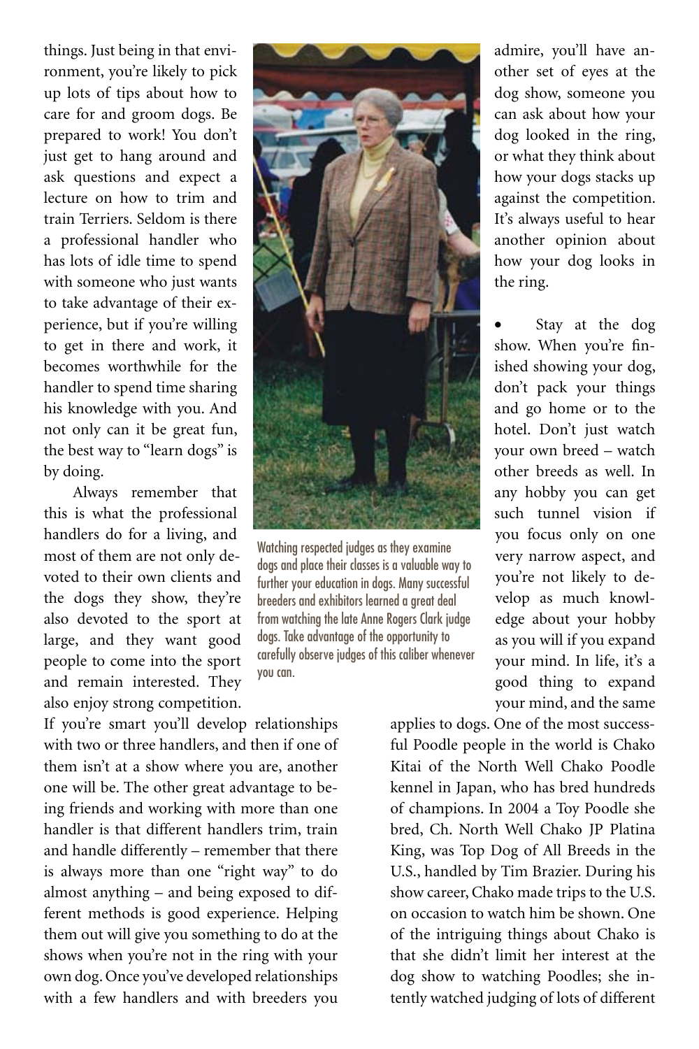things. Just being in that environment, you're likely to pick up lots of tips about how to care for and groom dogs. Be prepared to work! You don't just get to hang around and ask questions and expect a lecture on how to trim and train Terriers. Seldom is there a professional handler who has lots of idle time to spend with someone who just wants to take advantage of their experience, but if you're willing to get in there and work, it becomes worthwhile for the handler to spend time sharing his knowledge with you. And not only can it be great fun, the best way to "learn dogs" is by doing.

Always remember that this is what the professional handlers do for a living, and most of them are not only devoted to their own clients and the dogs they show, they're also devoted to the sport at large, and they want good people to come into the sport and remain interested. They also enjoy strong competition. If you're smart you'll develop relationships with two or three handlers, and then if one of them isn't at a show where you are, another one will be. The other great advantage to being friends and working with more than one handler is that different handlers trim, train and handle differently – remember that there is always more than one "right way" to do almost anything – and being exposed to different methods is good experience. Helping them out will give you something to do at the shows when you're not in the ring with your own dog. Once you've developed relationships with a few handlers and with breeders you admire, you'll have another set of eyes at the dog show, someone you can ask about how your dog looked in the ring, or what they think about how your dogs stacks up against the competition. It's always useful to hear another opinion about how your dog looks in the ring.

Watching respected judges as they examine dogs and place their classes is a valuable way to further your education in dogs. Many successful breeders and exhibitors learned a great deal from watching the late Anne Rogers Clark judge dogs. Take advantage of the opportunity to carefully observe judges of this caliber whenever you can.

- Stay at the dog show. When you're finished showing your dog, don't pack your things and go home or to the hotel. Don't just watch your own breed – watch other breeds as well. In any hobby you can get such tunnel vision if you focus only on one very narrow aspect, and you're not likely to develop as much knowledge about your hobby as you will if you expand your mind. In life, it's a good thing to expand your mind, and the same applies to dogs. One of the most successful Poodle people in the world is Chako Kitai of the North Well Chako Poodle kennel in Japan, who has bred hundreds of champions. In 2004 a Toy Poodle she bred, Ch. North Well Chako JP Platina King, was Top Dog of All Breeds in the U.S., handled by Tim Brazier. During his show career, Chako made trips to the U.S. on occasion to watch him be shown. One of the intriguing things about Chako is that she didn't limit her interest at the dog show to watching Poodles; she intently watched judging of lots of different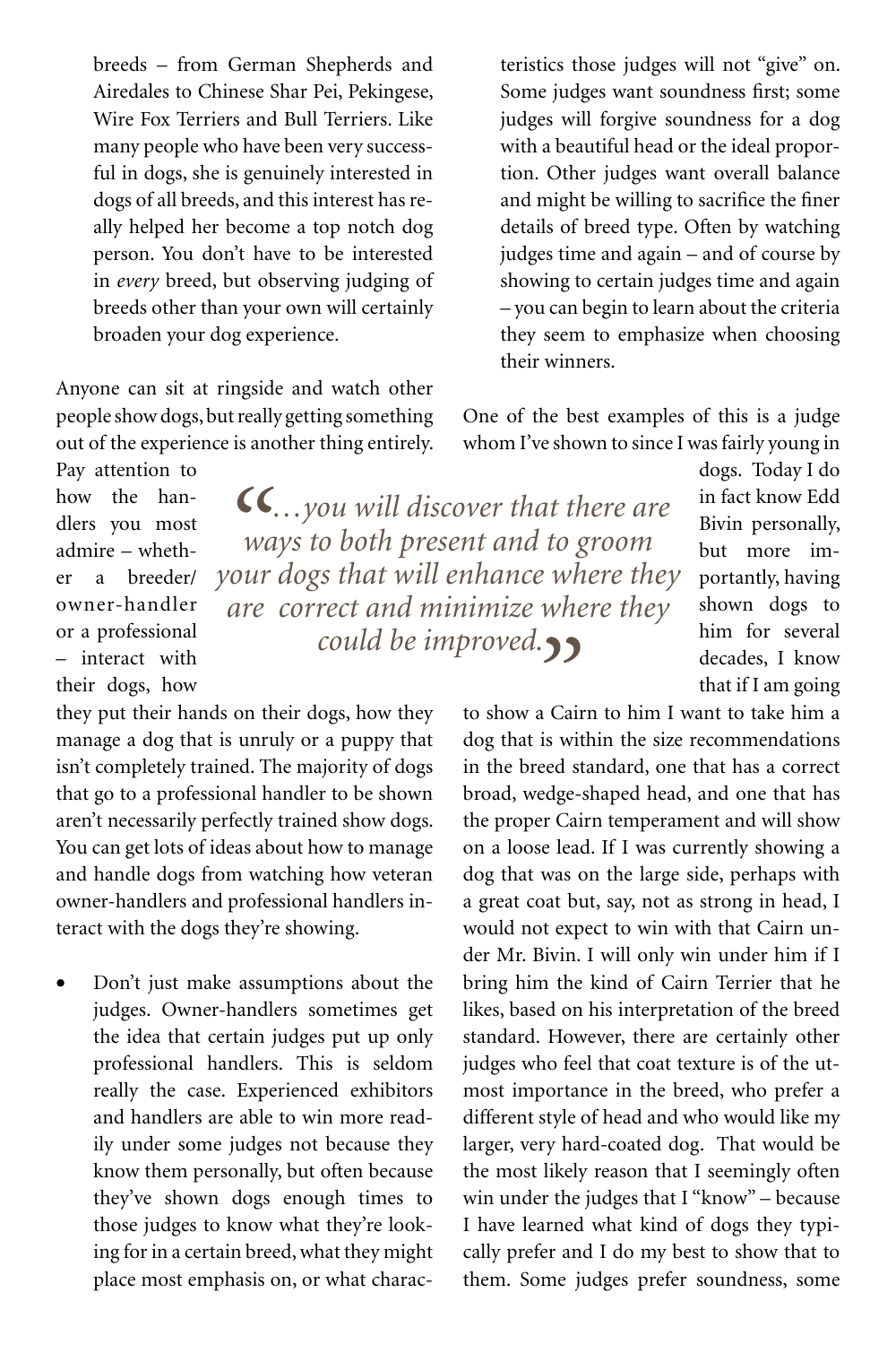breeds – from German Shepherds and Airedales to Chinese Shar Pei, Pekingese, Wire Fox Terriers and Bull Terriers. Like many people who have been very successful in dogs, she is genuinely interested in dogs of all breeds, and this interest has really helped her become a top notch dog person. You don't have to be interested in *every* breed, but observing judging of breeds other than your own will certainly broaden your dog experience.

Anyone can sit at ringside and watch other people show dogs, but really getting something out of the experience is another thing entirely. Pay attention to how the handlers you most admire – whether a breeder/owner-handler or a professional – interact with their dogs, how they put their hands on their dogs, how they manage a dog that is unruly or a puppy that isn't completely trained. The majority of dogs that go to a professional handler to be shown aren't necessarily perfectly trained show dogs. You can get lots of ideas about how to manage and handle dogs from watching how veteran owner-handlers and professional handlers interact with the dogs they're showing.

> *"…you will discover that there are ways to both present and to groom your dogs that will enhance where they are correct and minimize where they could be improved."*

- Don't just make assumptions about the judges. Owner-handlers sometimes get the idea that certain judges put up only professional handlers. This is seldom really the case. Experienced exhibitors and handlers are able to win more readily under some judges not because they know them personally, but often because they've shown dogs enough times to those judges to know what they're looking for in a certain breed, what they might place most emphasis on, or what characteristics those judges will not "give" on. Some judges want soundness first; some judges will forgive soundness for a dog with a beautiful head or the ideal proportion. Other judges want overall balance and might be willing to sacrifice the finer details of breed type. Often by watching judges time and again – and of course by showing to certain judges time and again – you can begin to learn about the criteria they seem to emphasize when choosing their winners.

One of the best examples of this is a judge whom I've shown to since I was fairly young in dogs. Today I do in fact know Edd Bivin personally, but more importantly, having shown dogs to him for several decades, I know that if I am going to show a Cairn to him I want to take him a dog that is within the size recommendations in the breed standard, one that has a correct broad, wedge-shaped head, and one that has the proper Cairn temperament and will show on a loose lead. If I was currently showing a dog that was on the large side, perhaps with a great coat but, say, not as strong in head, I would not expect to win with that Cairn under Mr. Bivin. I will only win under him if I bring him the kind of Cairn Terrier that he likes, based on his interpretation of the breed standard. However, there are certainly other judges who feel that coat texture is of the utmost importance in the breed, who prefer a different style of head and who would like my larger, very hard-coated dog. That would be the most likely reason that I seemingly often win under the judges that I "know" – because I have learned what kind of dogs they typically prefer and I do my best to show that to them. Some judges prefer soundness, some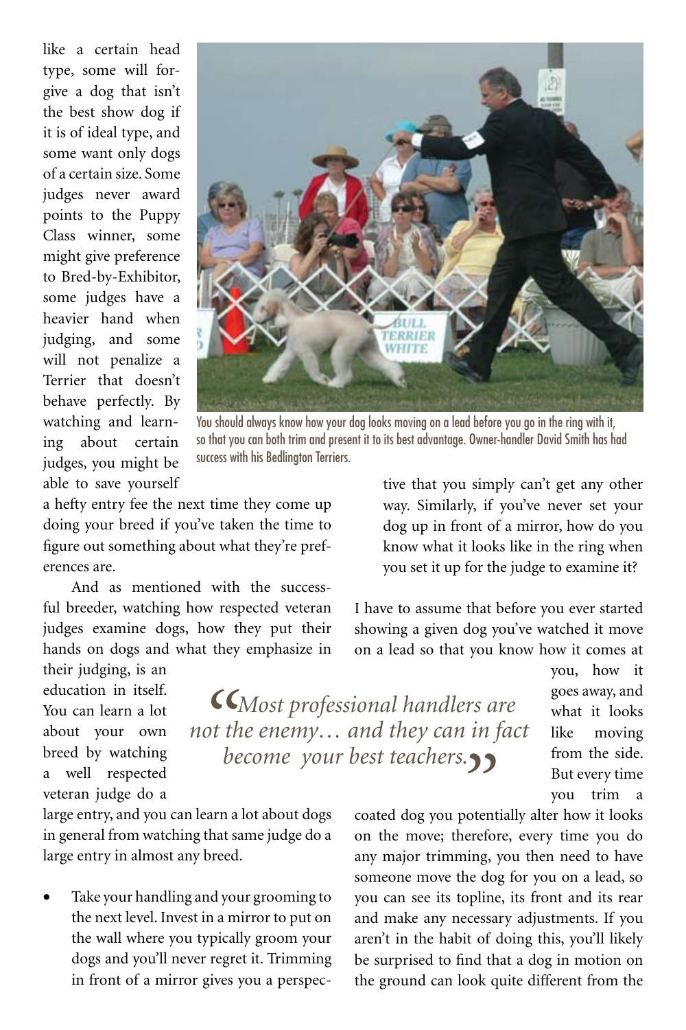like a certain head type, some will forgive a dog that isn't the best show dog if it is of ideal type, and some want only dogs of a certain size. Some judges never award points to the Puppy Class winner, some might give preference to Bred-by-Exhibitor, some judges have a heavier hand when judging, and some will not penalize a Terrier that doesn't behave perfectly. By watching and learning about certain judges, you might be able to save yourself a hefty entry fee the next time they come up doing your breed if you've taken the time to figure out something about what they're preferences are.

And as mentioned with the successful breeder, watching how respected veteran judges examine dogs, how they put their hands on dogs and what they emphasize in their judging, is an education in itself. You can learn a lot about your own breed by watching a well respected veteran judge do a large entry, and you can learn a lot about dogs in general from watching that same judge do a large entry in almost any breed.

You should always know how your dog looks moving on a lead before you go in the ring with it, so that you can both trim and present it to its best advantage. Owner-handler David Smith has had success with his Bedlington Terriers.

- Take your handling and your grooming to the next level. Invest in a mirror to put on the wall where you typically groom your dogs and you'll never regret it. Trimming in front of a mirror gives you a perspective that you simply can't get any other way. Similarly, if you've never set your dog up in front of a mirror, how do you know what it looks like in the ring when you set it up for the judge to examine it?

> *"Most professional handlers are not the enemy… and they can in fact become your best teachers."*

I have to assume that before you ever started showing a given dog you've watched it move on a lead so that you know how it comes at you, how it goes away, and what it looks like moving from the side. But every time you trim a coated dog you potentially alter how it looks on the move; therefore, every time you do any major trimming, you then need to have someone move the dog for you on a lead, so you can see its topline, its front and its rear and make any necessary adjustments. If you aren't in the habit of doing this, you'll likely be surprised to find that a dog in motion on the ground can look quite different from the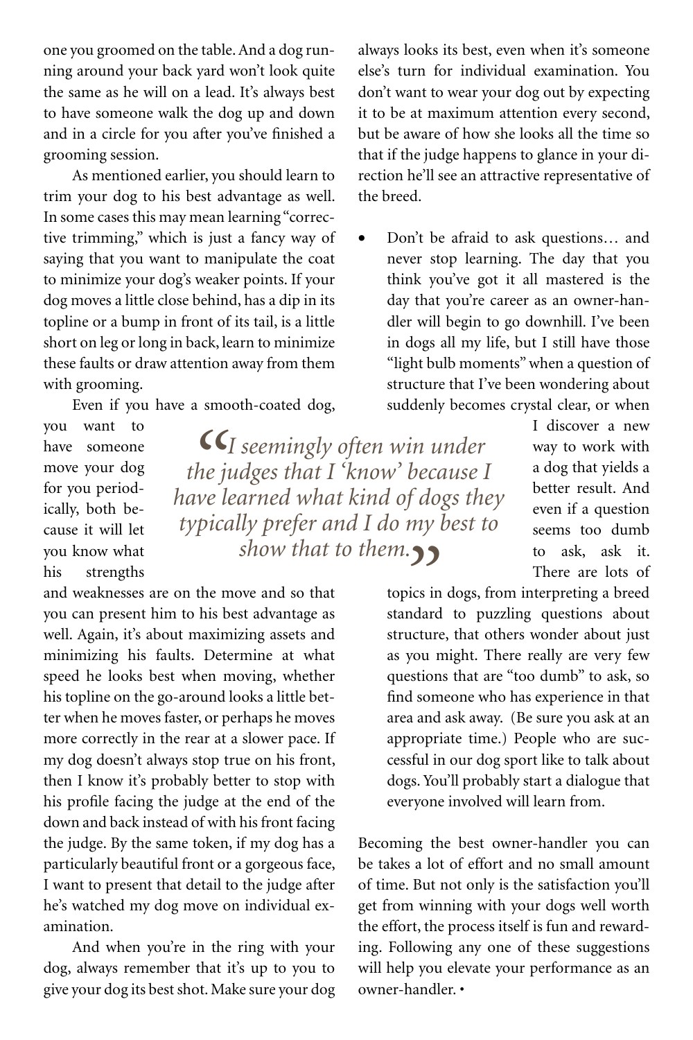one you groomed on the table. And a dog running around your back yard won't look quite the same as he will on a lead. It's always best to have someone walk the dog up and down and in a circle for you after you've finished a grooming session.

As mentioned earlier, you should learn to trim your dog to his best advantage as well. In some cases this may mean learning "corrective trimming," which is just a fancy way of saying that you want to manipulate the coat to minimize your dog's weaker points. If your dog moves a little close behind, has a dip in its topline or a bump in front of its tail, is a little short on leg or long in back, learn to minimize these faults or draw attention away from them with grooming.

Even if you have a smooth-coated dog, you want to have someone move your dog for you periodically, both because it will let you know what his strengths and weaknesses are on the move and so that you can present him to his best advantage as well. Again, it's about maximizing assets and minimizing his faults. Determine at what speed he looks best when moving, whether his topline on the go-around looks a little better when he moves faster, or perhaps he moves more correctly in the rear at a slower pace. If my dog doesn't always stop true on his front, then I know it's probably better to stop with his profile facing the judge at the end of the down and back instead of with his front facing the judge. By the same token, if my dog has a particularly beautiful front or a gorgeous face, I want to present that detail to the judge after he's watched my dog move on individual examination.

> *"I seemingly often win under the judges that I 'know' because I have learned what kind of dogs they typically prefer and I do my best to show that to them."*

And when you're in the ring with your dog, always remember that it's up to you to give your dog its best shot. Make sure your dog always looks its best, even when it's someone else's turn for individual examination. You don't want to wear your dog out by expecting it to be at maximum attention every second, but be aware of how she looks all the time so that if the judge happens to glance in your direction he'll see an attractive representative of the breed.

- Don't be afraid to ask questions… and never stop learning. The day that you think you've got it all mastered is the day that you're career as an owner-handler will begin to go downhill. I've been in dogs all my life, but I still have those "light bulb moments" when a question of structure that I've been wondering about suddenly becomes crystal clear, or when I discover a new way to work with a dog that yields a better result. And even if a question seems too dumb to ask, ask it. There are lots of topics in dogs, from interpreting a breed standard to puzzling questions about structure, that others wonder about just as you might. There really are very few questions that are "too dumb" to ask, so find someone who has experience in that area and ask away. (Be sure you ask at an appropriate time.) People who are successful in our dog sport like to talk about dogs. You'll probably start a dialogue that everyone involved will learn from.

Becoming the best owner-handler you can be takes a lot of effort and no small amount of time. But not only is the satisfaction you'll get from winning with your dogs well worth the effort, the process itself is fun and rewarding. Following any one of these suggestions will help you elevate your performance as an owner-handler. •